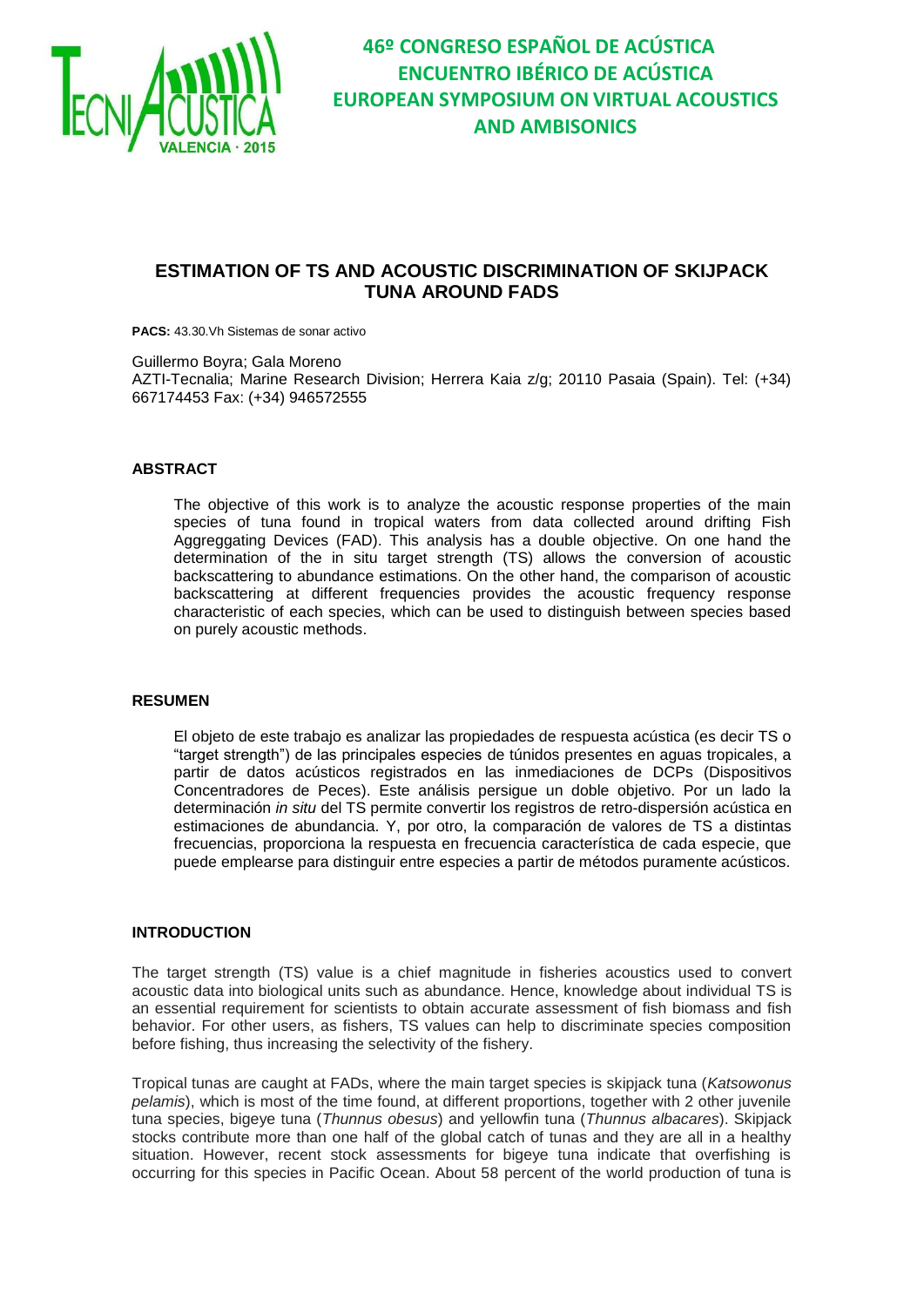# ESTIMATION OF TS AND ACOUSTIC DISCRIMINATION OF SKIJPACK TUNA AROUND FADS

**PACS:** 43.30.Vh Sistemas de sonar activo

Guillermo Boyra; Gala Moreno
AZTI-Tecnalia; Marine Research Division; Herrera Kaia z/g; 20110 Pasaia (Spain). Tel: (+34) 667174453 Fax: (+34) 946572555

## ABSTRACT

The objective of this work is to analyze the acoustic response properties of the main species of tuna found in tropical waters from data collected around drifting Fish Aggreggating Devices (FAD). This analysis has a double objective. On one hand the determination of the in situ target strength (TS) allows the conversion of acoustic backscattering to abundance estimations. On the other hand, the comparison of acoustic backscattering at different frequencies provides the acoustic frequency response characteristic of each species, which can be used to distinguish between species based on purely acoustic methods.

## RESUMEN

El objeto de este trabajo es analizar las propiedades de respuesta acústica (es decir TS o "target strength") de las principales especies de túnidos presentes en aguas tropicales, a partir de datos acústicos registrados en las inmediaciones de DCPs (Dispositivos Concentradores de Peces). Este análisis persigue un doble objetivo. Por un lado la determinación *in situ* del TS permite convertir los registros de retro-dispersión acústica en estimaciones de abundancia. Y, por otro, la comparación de valores de TS a distintas frecuencias, proporciona la respuesta en frecuencia característica de cada especie, que puede emplearse para distinguir entre especies a partir de métodos puramente acústicos.

## INTRODUCTION

The target strength (TS) value is a chief magnitude in fisheries acoustics used to convert acoustic data into biological units such as abundance. Hence, knowledge about individual TS is an essential requirement for scientists to obtain accurate assessment of fish biomass and fish behavior. For other users, as fishers, TS values can help to discriminate species composition before fishing, thus increasing the selectivity of the fishery.

Tropical tunas are caught at FADs, where the main target species is skipjack tuna (*Katsowonus pelamis*), which is most of the time found, at different proportions, together with 2 other juvenile tuna species, bigeye tuna (*Thunnus obesus*) and yellowfin tuna (*Thunnus albacares*). Skipjack stocks contribute more than one half of the global catch of tunas and they are all in a healthy situation. However, recent stock assessments for bigeye tuna indicate that overfishing is occurring for this species in Pacific Ocean. About 58 percent of the world production of tuna is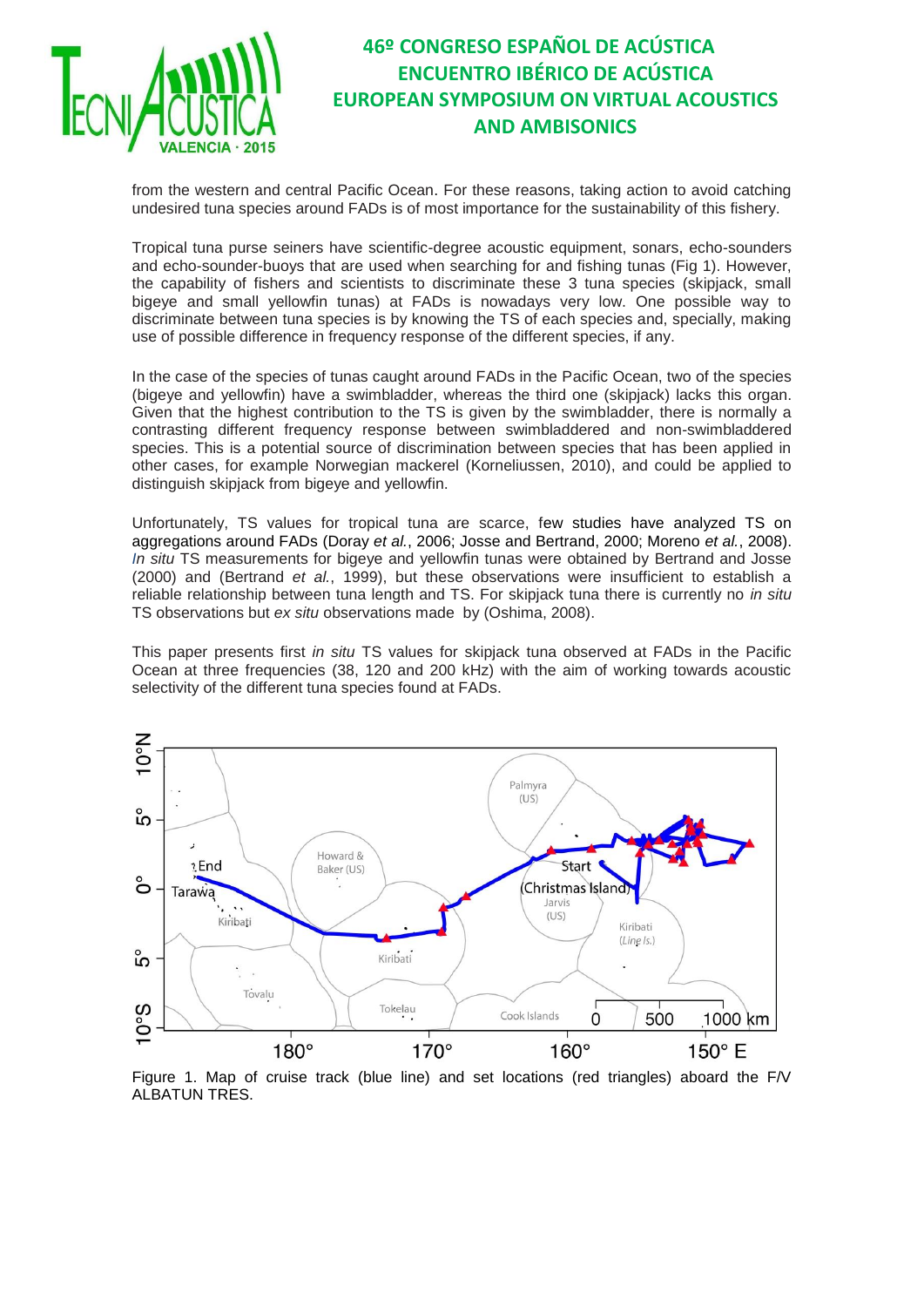from the western and central Pacific Ocean. For these reasons, taking action to avoid catching undesired tuna species around FADs is of most importance for the sustainability of this fishery.

Tropical tuna purse seiners have scientific-degree acoustic equipment, sonars, echo-sounders and echo-sounder-buoys that are used when searching for and fishing tunas (Fig 1). However, the capability of fishers and scientists to discriminate these 3 tuna species (skipjack, small bigeye and small yellowfin tunas) at FADs is nowadays very low. One possible way to discriminate between tuna species is by knowing the TS of each species and, specially, making use of possible difference in frequency response of the different species, if any.

In the case of the species of tunas caught around FADs in the Pacific Ocean, two of the species (bigeye and yellowfin) have a swimbladder, whereas the third one (skipjack) lacks this organ. Given that the highest contribution to the TS is given by the swimbladder, there is normally a contrasting different frequency response between swimbladdered and non-swimbladdered species. This is a potential source of discrimination between species that has been applied in other cases, for example Norwegian mackerel (Korneliussen, 2010), and could be applied to distinguish skipjack from bigeye and yellowfin.

Unfortunately, TS values for tropical tuna are scarce, few studies have analyzed TS on aggregations around FADs (Doray *et al.*, 2006; Josse and Bertrand, 2000; Moreno *et al.*, 2008). *In situ* TS measurements for bigeye and yellowfin tunas were obtained by Bertrand and Josse (2000) and (Bertrand *et al.*, 1999), but these observations were insufficient to establish a reliable relationship between tuna length and TS. For skipjack tuna there is currently no *in situ* TS observations but *ex situ* observations made by (Oshima, 2008).

This paper presents first *in situ* TS values for skipjack tuna observed at FADs in the Pacific Ocean at three frequencies (38, 120 and 200 kHz) with the aim of working towards acoustic selectivity of the different tuna species found at FADs.

Figure 1. Map of cruise track (blue line) and set locations (red triangles) aboard the F/V ALBATUN TRES.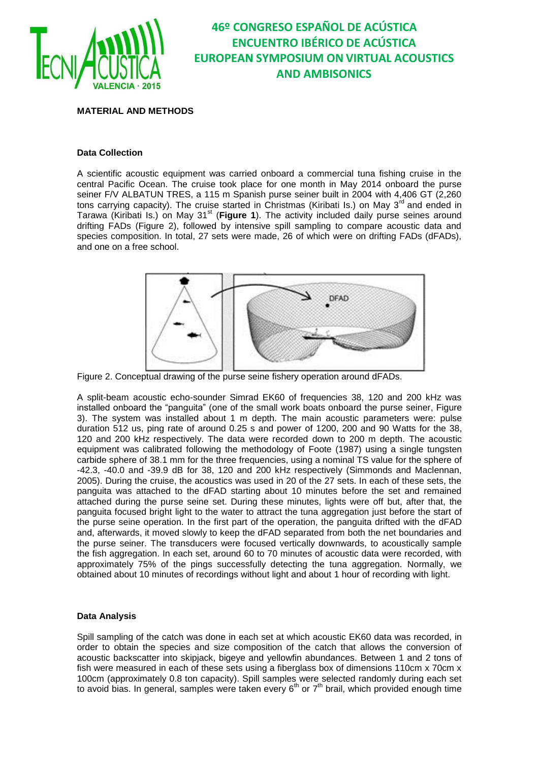## MATERIAL AND METHODS

### Data Collection

A scientific acoustic equipment was carried onboard a commercial tuna fishing cruise in the central Pacific Ocean. The cruise took place for one month in May 2014 onboard the purse seiner F/V ALBATUN TRES, a 115 m Spanish purse seiner built in 2004 with 4,406 GT (2,260 tons carrying capacity). The cruise started in Christmas (Kiribati Is.) on May 3rd and ended in Tarawa (Kiribati Is.) on May 31st (**Figure 1**). The activity included daily purse seines around drifting FADs (Figure 2), followed by intensive spill sampling to compare acoustic data and species composition. In total, 27 sets were made, 26 of which were on drifting FADs (dFADs), and one on a free school.

Figure 2. Conceptual drawing of the purse seine fishery operation around dFADs.

A split-beam acoustic echo-sounder Simrad EK60 of frequencies 38, 120 and 200 kHz was installed onboard the "panguita" (one of the small work boats onboard the purse seiner, Figure 3). The system was installed about 1 m depth. The main acoustic parameters were: pulse duration 512 us, ping rate of around 0.25 s and power of 1200, 200 and 90 Watts for the 38, 120 and 200 kHz respectively. The data were recorded down to 200 m depth. The acoustic equipment was calibrated following the methodology of Foote (1987) using a single tungsten carbide sphere of 38.1 mm for the three frequencies, using a nominal TS value for the sphere of -42.3, -40.0 and -39.9 dB for 38, 120 and 200 kHz respectively (Simmonds and Maclennan, 2005). During the cruise, the acoustics was used in 20 of the 27 sets. In each of these sets, the panguita was attached to the dFAD starting about 10 minutes before the set and remained attached during the purse seine set. During these minutes, lights were off but, after that, the panguita focused bright light to the water to attract the tuna aggregation just before the start of the purse seine operation. In the first part of the operation, the panguita drifted with the dFAD and, afterwards, it moved slowly to keep the dFAD separated from both the net boundaries and the purse seiner. The transducers were focused vertically downwards, to acoustically sample the fish aggregation. In each set, around 60 to 70 minutes of acoustic data were recorded, with approximately 75% of the pings successfully detecting the tuna aggregation. Normally, we obtained about 10 minutes of recordings without light and about 1 hour of recording with light.

### Data Analysis

Spill sampling of the catch was done in each set at which acoustic EK60 data was recorded, in order to obtain the species and size composition of the catch that allows the conversion of acoustic backscatter into skipjack, bigeye and yellowfin abundances. Between 1 and 2 tons of fish were measured in each of these sets using a fiberglass box of dimensions 110cm x 70cm x 100cm (approximately 0.8 ton capacity). Spill samples were selected randomly during each set to avoid bias. In general, samples were taken every 6th or 7th brail, which provided enough time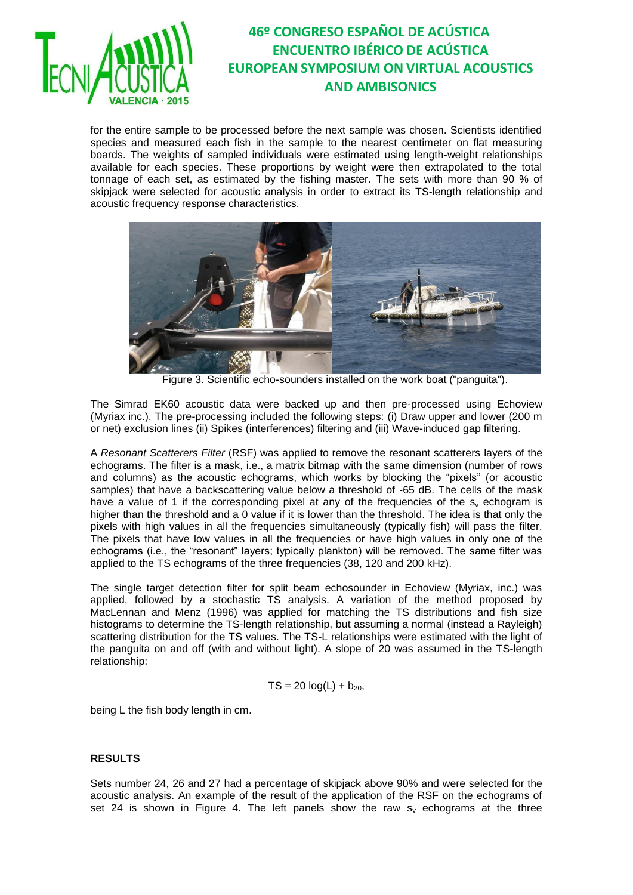for the entire sample to be processed before the next sample was chosen. Scientists identified species and measured each fish in the sample to the nearest centimeter on flat measuring boards. The weights of sampled individuals were estimated using length-weight relationships available for each species. These proportions by weight were then extrapolated to the total tonnage of each set, as estimated by the fishing master. The sets with more than 90 % of skipjack were selected for acoustic analysis in order to extract its TS-length relationship and acoustic frequency response characteristics.

Figure 3. Scientific echo-sounders installed on the work boat ("panguita").

The Simrad EK60 acoustic data were backed up and then pre-processed using Echoview (Myriax inc.). The pre-processing included the following steps: (i) Draw upper and lower (200 m or net) exclusion lines (ii) Spikes (interferences) filtering and (iii) Wave-induced gap filtering.

A *Resonant Scatterers Filter* (RSF) was applied to remove the resonant scatterers layers of the echograms. The filter is a mask, i.e., a matrix bitmap with the same dimension (number of rows and columns) as the acoustic echograms, which works by blocking the "pixels" (or acoustic samples) that have a backscattering value below a threshold of -65 dB. The cells of the mask have a value of 1 if the corresponding pixel at any of the frequencies of the $s_v$ echogram is higher than the threshold and a 0 value if it is lower than the threshold. The idea is that only the pixels with high values in all the frequencies simultaneously (typically fish) will pass the filter. The pixels that have low values in all the frequencies or have high values in only one of the echograms (i.e., the "resonant" layers; typically plankton) will be removed. The same filter was applied to the TS echograms of the three frequencies (38, 120 and 200 kHz).

The single target detection filter for split beam echosounder in Echoview (Myriax, inc.) was applied, followed by a stochastic TS analysis. A variation of the method proposed by MacLennan and Menz (1996) was applied for matching the TS distributions and fish size histograms to determine the TS-length relationship, but assuming a normal (instead a Rayleigh) scattering distribution for the TS values. The TS-L relationships were estimated with the light of the panguita on and off (with and without light). A slope of 20 was assumed in the TS-length relationship:

$$TS = 20 \log(L) + b_{20},$$

being L the fish body length in cm.

## RESULTS

Sets number 24, 26 and 27 had a percentage of skipjack above 90% and were selected for the acoustic analysis. An example of the result of the application of the RSF on the echograms of set 24 is shown in Figure 4. The left panels show the raw $s_v$ echograms at the three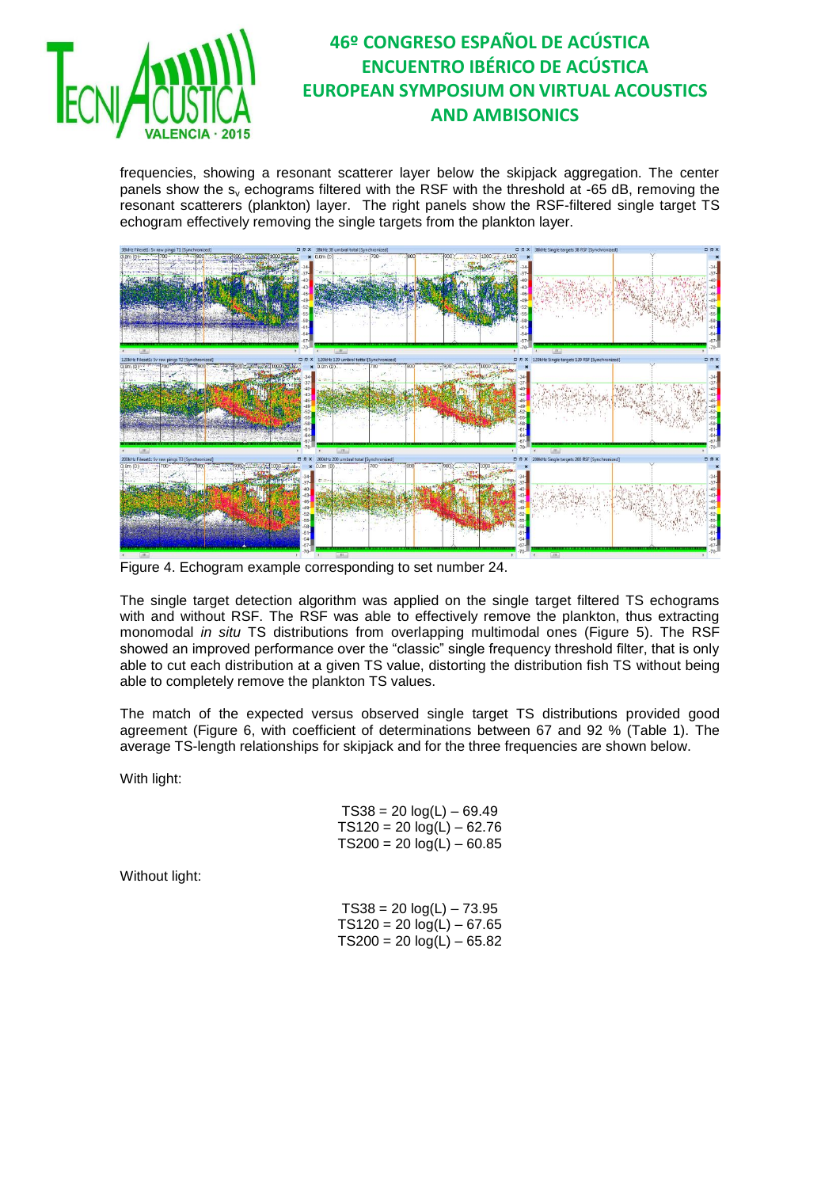frequencies, showing a resonant scatterer layer below the skipjack aggregation. The center panels show the $s_v$ echograms filtered with the RSF with the threshold at -65 dB, removing the resonant scatterers (plankton) layer. The right panels show the RSF-filtered single target TS echogram effectively removing the single targets from the plankton layer.

Figure 4. Echogram example corresponding to set number 24.

The single target detection algorithm was applied on the single target filtered TS echograms with and without RSF. The RSF was able to effectively remove the plankton, thus extracting monomodal *in situ* TS distributions from overlapping multimodal ones (Figure 5). The RSF showed an improved performance over the "classic" single frequency threshold filter, that is only able to cut each distribution at a given TS value, distorting the distribution fish TS without being able to completely remove the plankton TS values.

The match of the expected versus observed single target TS distributions provided good agreement (Figure 6, with coefficient of determinations between 67 and 92 % (Table 1). The average TS-length relationships for skipjack and for the three frequencies are shown below.

With light:

$$TS38 = 20 \log(L) - 69.49$$
$$TS120 = 20 \log(L) - 62.76$$
$$TS200 = 20 \log(L) - 60.85$$

Without light:

$$TS38 = 20 \log(L) - 73.95$$
$$TS120 = 20 \log(L) - 67.65$$
$$TS200 = 20 \log(L) - 65.82$$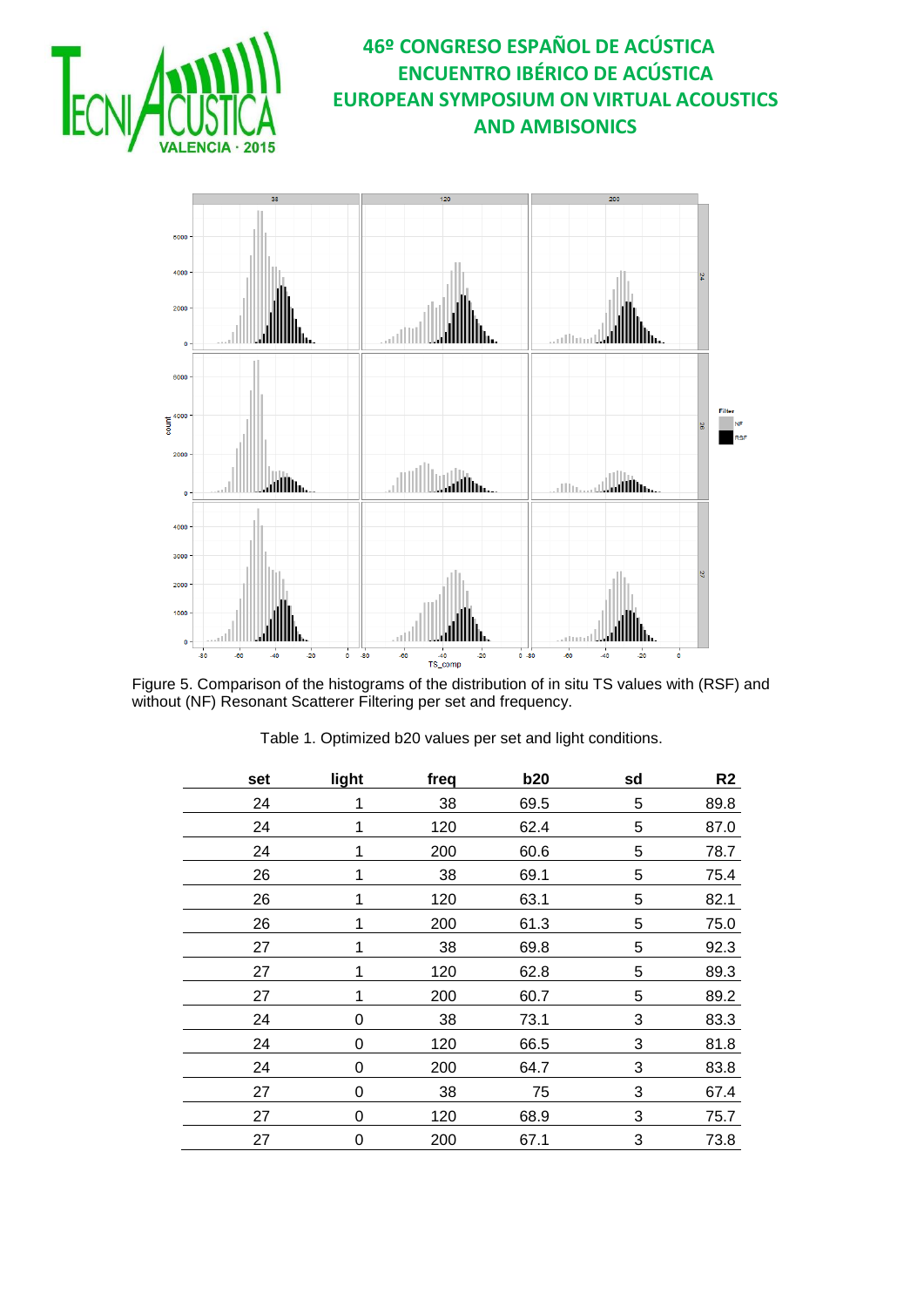Figure 5. Comparison of the histograms of the distribution of in situ TS values with (RSF) and without (NF) Resonant Scatterer Filtering per set and frequency.

Table 1. Optimized b20 values per set and light conditions.

| set | light | freq | b20 | sd | R2 |
|---|---|---|---|---|---|
| 24 | 1 | 38 | 69.5 | 5 | 89.8 |
| 24 | 1 | 120 | 62.4 | 5 | 87.0 |
| 24 | 1 | 200 | 60.6 | 5 | 78.7 |
| 26 | 1 | 38 | 69.1 | 5 | 75.4 |
| 26 | 1 | 120 | 63.1 | 5 | 82.1 |
| 26 | 1 | 200 | 61.3 | 5 | 75.0 |
| 27 | 1 | 38 | 69.8 | 5 | 92.3 |
| 27 | 1 | 120 | 62.8 | 5 | 89.3 |
| 27 | 1 | 200 | 60.7 | 5 | 89.2 |
| 24 | 0 | 38 | 73.1 | 3 | 83.3 |
| 24 | 0 | 120 | 66.5 | 3 | 81.8 |
| 24 | 0 | 200 | 64.7 | 3 | 83.8 |
| 27 | 0 | 38 | 75 | 3 | 67.4 |
| 27 | 0 | 120 | 68.9 | 3 | 75.7 |
| 27 | 0 | 200 | 67.1 | 3 | 73.8 |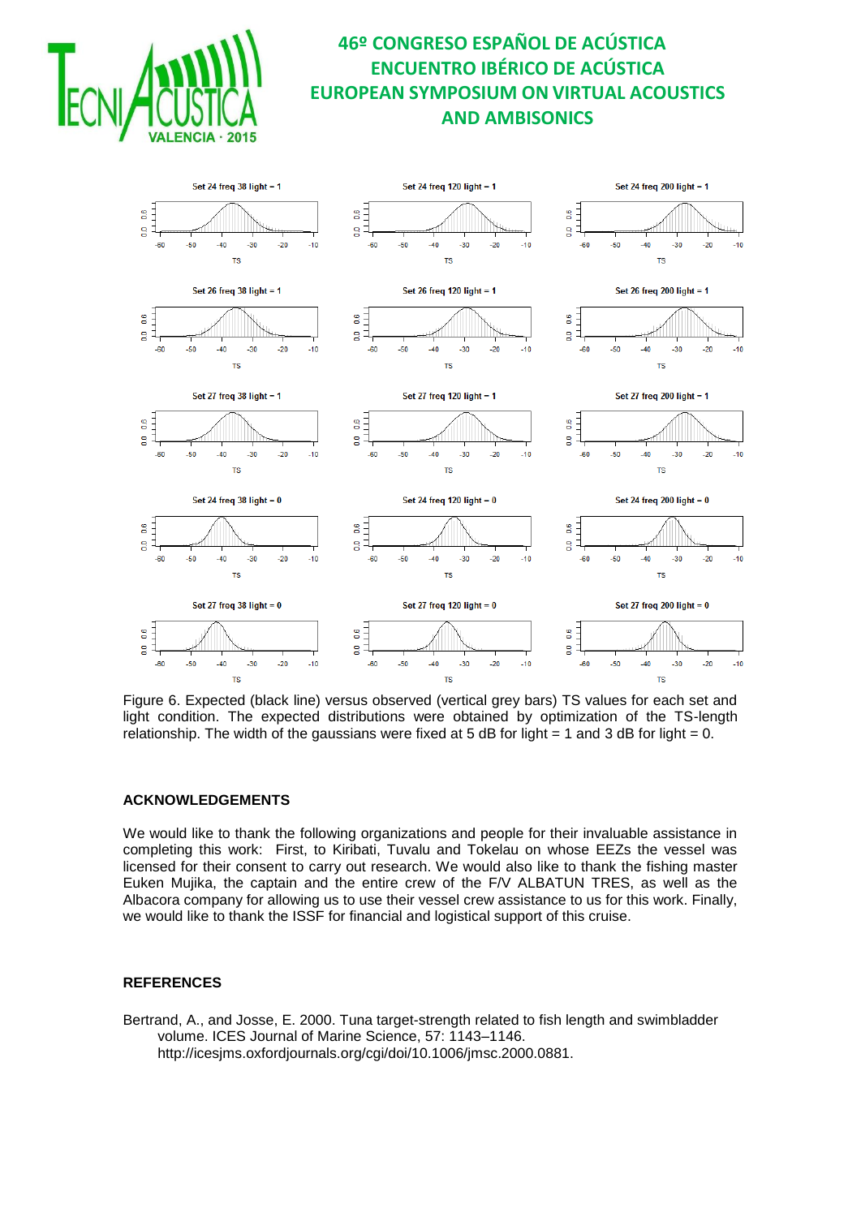Figure 6. Expected (black line) versus observed (vertical grey bars) TS values for each set and light condition. The expected distributions were obtained by optimization of the TS-length relationship. The width of the gaussians were fixed at 5 dB for light = 1 and 3 dB for light = 0.

## ACKNOWLEDGEMENTS

We would like to thank the following organizations and people for their invaluable assistance in completing this work: First, to Kiribati, Tuvalu and Tokelau on whose EEZs the vessel was licensed for their consent to carry out research. We would also like to thank the fishing master Euken Mujika, the captain and the entire crew of the F/V ALBATUN TRES, as well as the Albacora company for allowing us to use their vessel crew assistance to us for this work. Finally, we would like to thank the ISSF for financial and logistical support of this cruise.

## REFERENCES

Bertrand, A., and Josse, E. 2000. Tuna target-strength related to fish length and swimbladder volume. ICES Journal of Marine Science, 57: 1143–1146. http://icesjms.oxfordjournals.org/cgi/doi/10.1006/jmsc.2000.0881.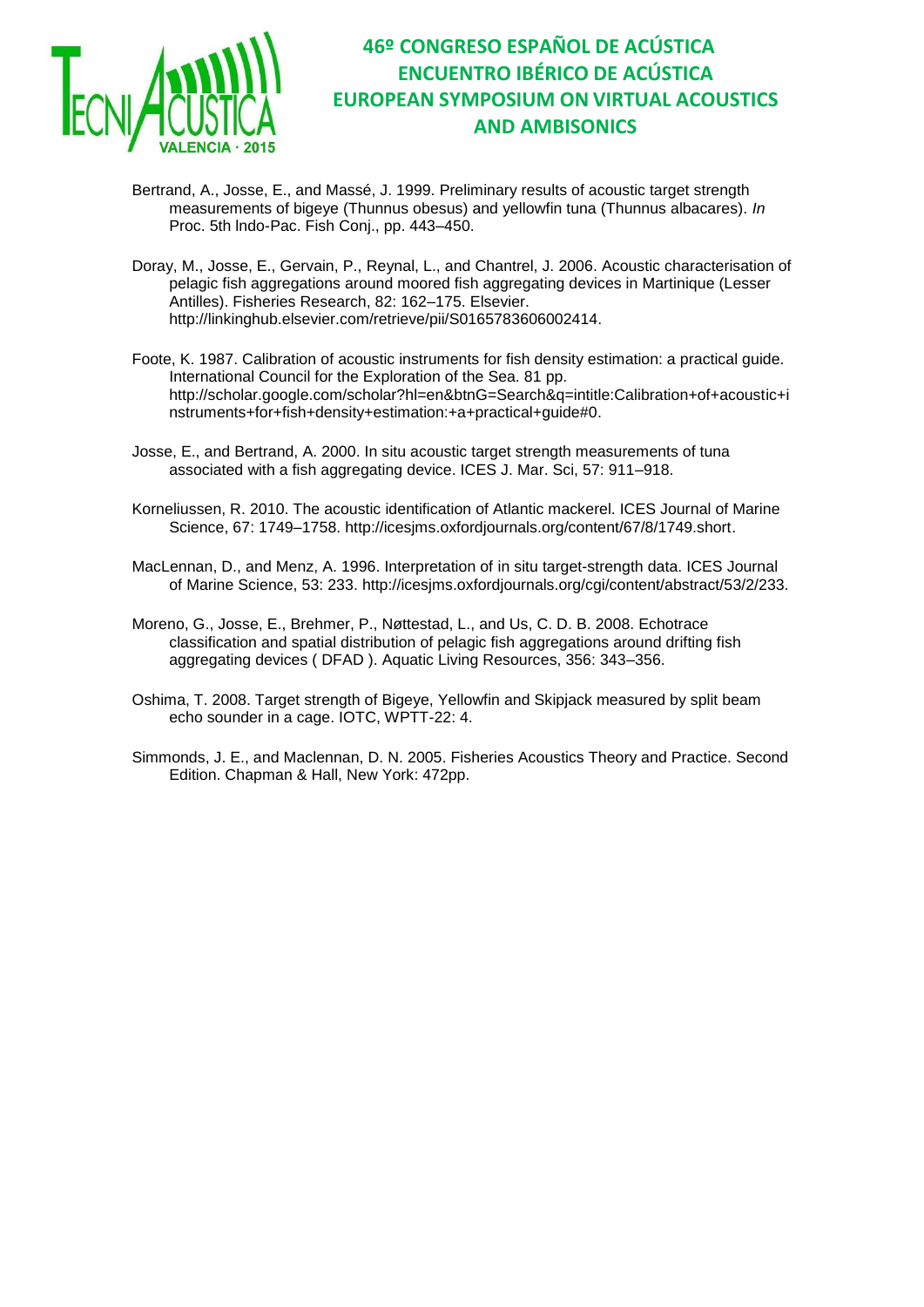Bertrand, A., Josse, E., and Massé, J. 1999. Preliminary results of acoustic target strength measurements of bigeye (Thunnus obesus) and yellowfin tuna (Thunnus albacares). *In* Proc. 5th lndo-Pac. Fish Conj., pp. 443–450.

Doray, M., Josse, E., Gervain, P., Reynal, L., and Chantrel, J. 2006. Acoustic characterisation of pelagic fish aggregations around moored fish aggregating devices in Martinique (Lesser Antilles). Fisheries Research, 82: 162–175. Elsevier. http://linkinghub.elsevier.com/retrieve/pii/S0165783606002414.

Foote, K. 1987. Calibration of acoustic instruments for fish density estimation: a practical guide. International Council for the Exploration of the Sea. 81 pp. http://scholar.google.com/scholar?hl=en&btnG=Search&q=intitle:Calibration+of+acoustic+instruments+for+fish+density+estimation:+a+practical+guide#0.

Josse, E., and Bertrand, A. 2000. In situ acoustic target strength measurements of tuna associated with a fish aggregating device. ICES J. Mar. Sci, 57: 911–918.

Korneliussen, R. 2010. The acoustic identification of Atlantic mackerel. ICES Journal of Marine Science, 67: 1749–1758. http://icesjms.oxfordjournals.org/content/67/8/1749.short.

MacLennan, D., and Menz, A. 1996. Interpretation of in situ target-strength data. ICES Journal of Marine Science, 53: 233. http://icesjms.oxfordjournals.org/cgi/content/abstract/53/2/233.

Moreno, G., Josse, E., Brehmer, P., Nøttestad, L., and Us, C. D. B. 2008. Echotrace classification and spatial distribution of pelagic fish aggregations around drifting fish aggregating devices ( DFAD ). Aquatic Living Resources, 356: 343–356.

Oshima, T. 2008. Target strength of Bigeye, Yellowfin and Skipjack measured by split beam echo sounder in a cage. IOTC, WPTT-22: 4.

Simmonds, J. E., and Maclennan, D. N. 2005. Fisheries Acoustics Theory and Practice. Second Edition. Chapman & Hall, New York: 472pp.